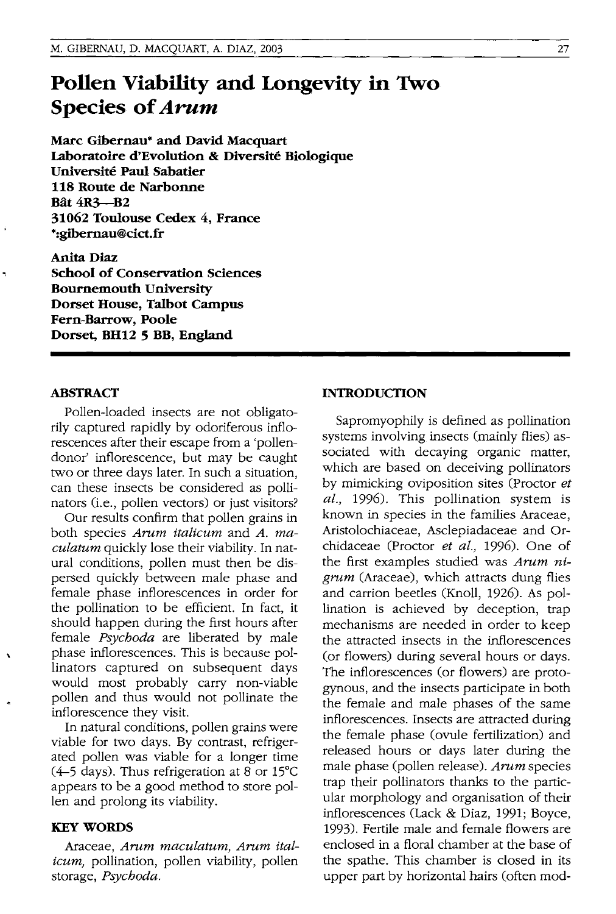# Pollen Viability and Longevity in Two Species of *Arum*

**Marc Gibernau\* and David Macquart**
**Laboratoire d'Evolution & Diversité Biologique**
**Université Paul Sabatier**
**118 Route de Narbonne**
**Bât 4R3—B2**
**31062 Toulouse Cedex 4, France**
**\*:gibernau@cict.fr**

**Anita Diaz**
**School of Conservation Sciences**
**Bournemouth University**
**Dorset House, Talbot Campus**
**Fern-Barrow, Poole**
**Dorset, BH12 5 BB, England**

## ABSTRACT

Pollen-loaded insects are not obligatorily captured rapidly by odoriferous inflorescences after their escape from a 'pollen-donor' inflorescence, but may be caught two or three days later. In such a situation, can these insects be considered as pollinators (i.e., pollen vectors) or just visitors?

Our results confirm that pollen grains in both species *Arum italicum* and *A. maculatum* quickly lose their viability. In natural conditions, pollen must then be dispersed quickly between male phase and female phase inflorescences in order for the pollination to be efficient. In fact, it should happen during the first hours after female *Psychoda* are liberated by male phase inflorescences. This is because pollinators captured on subsequent days would most probably carry non-viable pollen and thus would not pollinate the inflorescence they visit.

In natural conditions, pollen grains were viable for two days. By contrast, refrigerated pollen was viable for a longer time (4–5 days). Thus refrigeration at 8 or 15°C appears to be a good method to store pollen and prolong its viability.

## KEY WORDS

Araceae, *Arum maculatum*, *Arum italicum*, pollination, pollen viability, pollen storage, *Psychoda*.

## INTRODUCTION

Sapromyophily is defined as pollination systems involving insects (mainly flies) associated with decaying organic matter, which are based on deceiving pollinators by mimicking oviposition sites (Proctor *et al.*, 1996). This pollination system is known in species in the families Araceae, Aristolochiaceae, Asclepiadaceae and Orchidaceae (Proctor *et al.*, 1996). One of the first examples studied was *Arum nigrum* (Araceae), which attracts dung flies and carrion beetles (Knoll, 1926). As pollination is achieved by deception, trap mechanisms are needed in order to keep the attracted insects in the inflorescences (or flowers) during several hours or days. The inflorescences (or flowers) are protogynous, and the insects participate in both the female and male phases of the same inflorescences. Insects are attracted during the female phase (ovule fertilization) and released hours or days later during the male phase (pollen release). *Arum* species trap their pollinators thanks to the particular morphology and organisation of their inflorescences (Lack & Diaz, 1991; Boyce, 1993). Fertile male and female flowers are enclosed in a floral chamber at the base of the spathe. This chamber is closed in its upper part by horizontal hairs (often mod-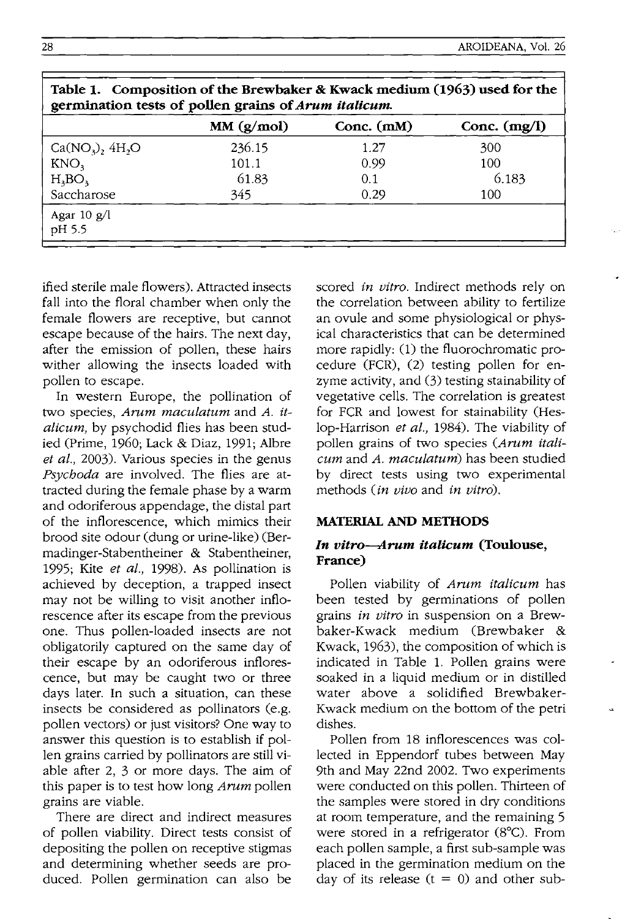**Table 1. Composition of the Brewbaker & Kwack medium (1963) used for the germination tests of pollen grains of *Arum italicum*.**

| | MM (g/mol) | Conc. (mM) | Conc. (mg/l) |
|---|---|---|---|
| $Ca(NO_3)_2$ $4H_2O$ | 236.15 | 1.27 | 300 |
| $KNO_3$ | 101.1 | 0.99 | 100 |
| $H_3BO_3$ | 61.83 | 0.1 | 6.183 |
| Saccharose | 345 | 0.29 | 100 |
| Agar 10 g/l<br>pH 5.5 | | | |

ified sterile male flowers). Attracted insects fall into the floral chamber when only the female flowers are receptive, but cannot escape because of the hairs. The next day, after the emission of pollen, these hairs wither allowing the insects loaded with pollen to escape.

In western Europe, the pollination of two species, *Arum maculatum* and *A. italicum*, by psychodid flies has been studied (Prime, 1960; Lack & Diaz, 1991; Albre *et al.*, 2003). Various species in the genus *Psychoda* are involved. The flies are attracted during the female phase by a warm and odoriferous appendage, the distal part of the inflorescence, which mimics their brood site odour (dung or urine-like) (Bermadinger-Stabentheiner & Stabentheiner, 1995; Kite *et al.*, 1998). As pollination is achieved by deception, a trapped insect may not be willing to visit another inflorescence after its escape from the previous one. Thus pollen-loaded insects are not obligatorily captured on the same day of their escape by an odoriferous inflorescence, but may be caught two or three days later. In such a situation, can these insects be considered as pollinators (e.g. pollen vectors) or just visitors? One way to answer this question is to establish if pollen grains carried by pollinators are still viable after 2, 3 or more days. The aim of this paper is to test how long *Arum* pollen grains are viable.

There are direct and indirect measures of pollen viability. Direct tests consist of depositing the pollen on receptive stigmas and determining whether seeds are produced. Pollen germination can also be scored *in vitro*. Indirect methods rely on the correlation between ability to fertilize an ovule and some physiological or physical characteristics that can be determined more rapidly: (1) the fluorochromatic procedure (FCR), (2) testing pollen for enzyme activity, and (3) testing stainability of vegetative cells. The correlation is greatest for FCR and lowest for stainability (Heslop-Harrison *et al.*, 1984). The viability of pollen grains of two species (*Arum italicum* and *A. maculatum*) has been studied by direct tests using two experimental methods (*in vivo* and *in vitro*).

## MATERIAL AND METHODS

### *In vitro*—*Arum italicum* (Toulouse, France)

Pollen viability of *Arum italicum* has been tested by germinations of pollen grains *in vitro* in suspension on a Brewbaker-Kwack medium (Brewbaker & Kwack, 1963), the composition of which is indicated in Table 1. Pollen grains were soaked in a liquid medium or in distilled water above a solidified Brewbaker-Kwack medium on the bottom of the petri dishes.

Pollen from 18 inflorescences was collected in Eppendorf tubes between May 9th and May 22nd 2002. Two experiments were conducted on this pollen. Thirteen of the samples were stored in dry conditions at room temperature, and the remaining 5 were stored in a refrigerator (8°C). From each pollen sample, a first sub-sample was placed in the germination medium on the day of its release (t = 0) and other sub-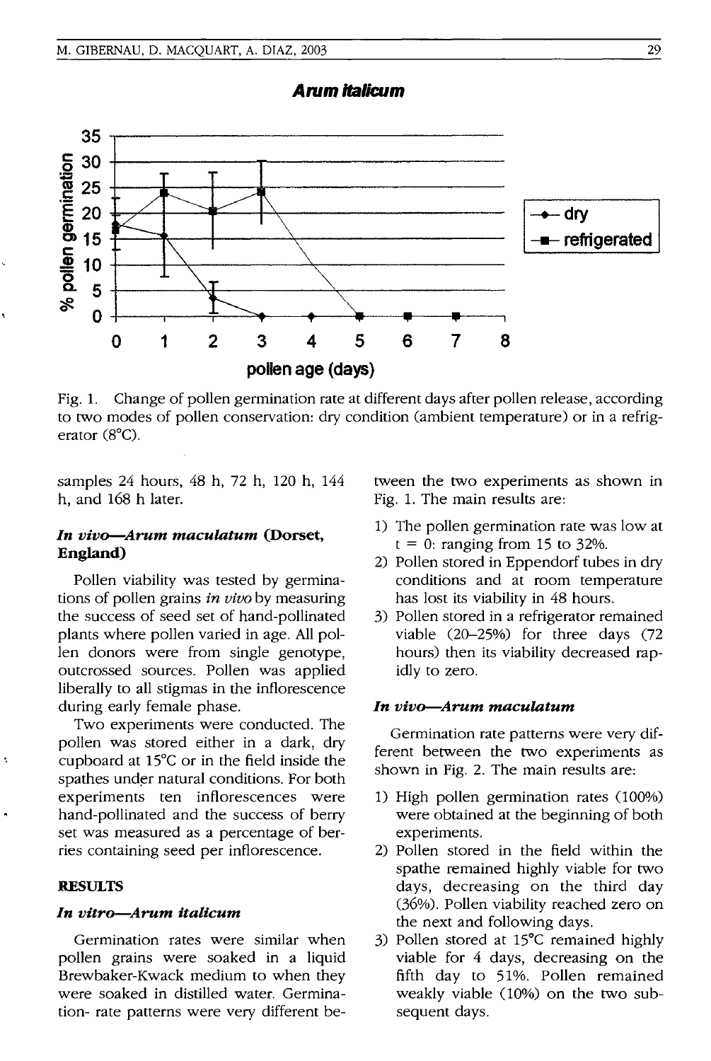**Arum italicum**

35
30
25
20
15
10
5
0

% pollen germination

0 1 2 3 4 5 6 7 8

pollen age (days)

dry
refrigerated

Fig. 1. Change of pollen germination rate at different days after pollen release, according to two modes of pollen conservation: dry condition (ambient temperature) or in a refrigerator (8°C).

samples 24 hours, 48 h, 72 h, 120 h, 144 h, and 168 h later.

### *In vivo—Arum maculatum* (Dorset, England)

Pollen viability was tested by germinations of pollen grains *in vivo* by measuring the success of seed set of hand-pollinated plants where pollen varied in age. All pollen donors were from single genotype, outcrossed sources. Pollen was applied liberally to all stigmas in the inflorescence during early female phase.

Two experiments were conducted. The pollen was stored either in a dark, dry cupboard at 15°C or in the field inside the spathes under natural conditions. For both experiments ten inflorescences were hand-pollinated and the success of berry set was measured as a percentage of berries containing seed per inflorescence.

## RESULTS

### *In vitro—Arum italicum*

Germination rates were similar when pollen grains were soaked in a liquid Brewbaker-Kwack medium to when they were soaked in distilled water. Germination- rate patterns were very different between the two experiments as shown in Fig. 1. The main results are:

1) The pollen germination rate was low at t = 0: ranging from 15 to 32%.
2) Pollen stored in Eppendorf tubes in dry conditions and at room temperature has lost its viability in 48 hours.
3) Pollen stored in a refrigerator remained viable (20–25%) for three days (72 hours) then its viability decreased rapidly to zero.

### *In vivo—Arum maculatum*

Germination rate patterns were very different between the two experiments as shown in Fig. 2. The main results are:

1) High pollen germination rates (100%) were obtained at the beginning of both experiments.
2) Pollen stored in the field within the spathe remained highly viable for two days, decreasing on the third day (36%). Pollen viability reached zero on the next and following days.
3) Pollen stored at 15°C remained highly viable for 4 days, decreasing on the fifth day to 51%. Pollen remained weakly viable (10%) on the two subsequent days.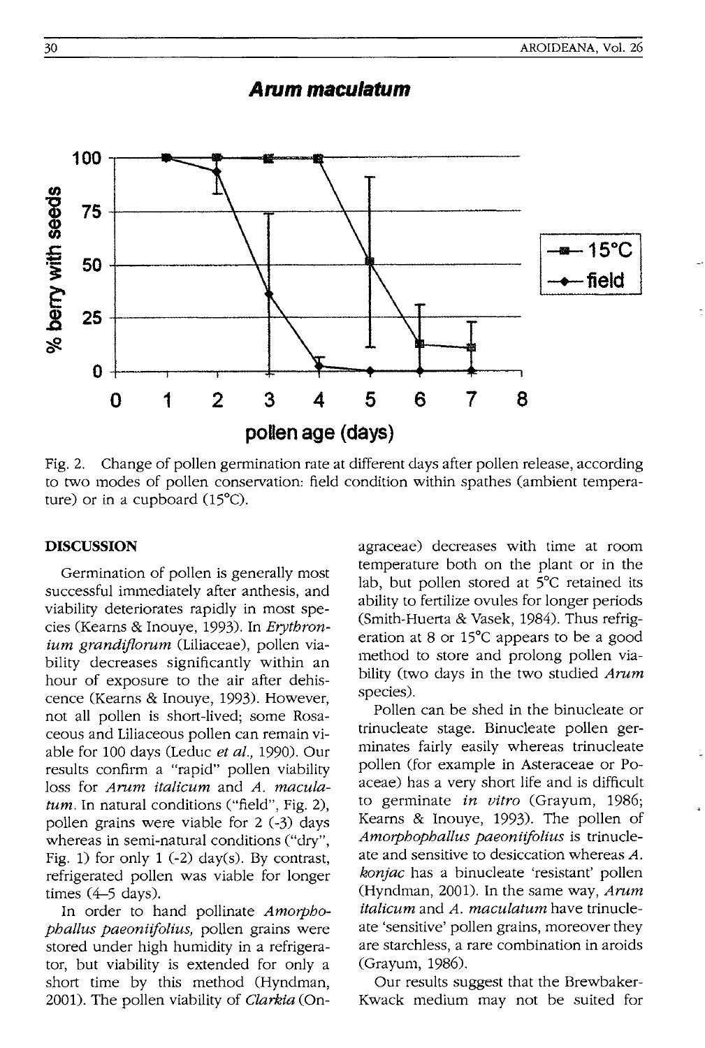## Arum maculatum

100

75

50

25

0

% berry with seeds

0 1 2 3 4 5 6 7 8

pollen age (days)

15°C

field

Fig. 2. Change of pollen germination rate at different days after pollen release, according to two modes of pollen conservation: field condition within spathes (ambient temperature) or in a cupboard (15°C).

### DISCUSSION

Germination of pollen is generally most successful immediately after anthesis, and viability deteriorates rapidly in most species (Kearns & Inouye, 1993). In *Erythronium grandiflorum* (Liliaceae), pollen viability decreases significantly within an hour of exposure to the air after dehiscence (Kearns & Inouye, 1993). However, not all pollen is short-lived; some Rosaceous and Liliaceous pollen can remain viable for 100 days (Leduc *et al.*, 1990). Our results confirm a "rapid" pollen viability loss for *Arum italicum* and *A. maculatum*. In natural conditions ("field", Fig. 2), pollen grains were viable for 2 (-3) days whereas in semi-natural conditions ("dry", Fig. 1) for only 1 (-2) day(s). By contrast, refrigerated pollen was viable for longer times (4–5 days).

In order to hand pollinate *Amorphophallus paeoniifolius*, pollen grains were stored under high humidity in a refrigerator, but viability is extended for only a short time by this method (Hyndman, 2001). The pollen viability of *Clarkia* (Onagraceae) decreases with time at room temperature both on the plant or in the lab, but pollen stored at 5°C retained its ability to fertilize ovules for longer periods (Smith-Huerta & Vasek, 1984). Thus refrigeration at 8 or 15°C appears to be a good method to store and prolong pollen viability (two days in the two studied *Arum* species).

Pollen can be shed in the binucleate or trinucleate stage. Binucleate pollen germinates fairly easily whereas trinucleate pollen (for example in Asteraceae or Poaceae) has a very short life and is difficult to germinate *in vitro* (Grayum, 1986; Kearns & Inouye, 1993). The pollen of *Amorphophallus paeoniifolius* is trinucleate and sensitive to desiccation whereas *A. konjac* has a binucleate 'resistant' pollen (Hyndman, 2001). In the same way, *Arum italicum* and *A. maculatum* have trinucleate 'sensitive' pollen grains, moreover they are starchless, a rare combination in aroids (Grayum, 1986).

Our results suggest that the Brewbaker-Kwack medium may not be suited for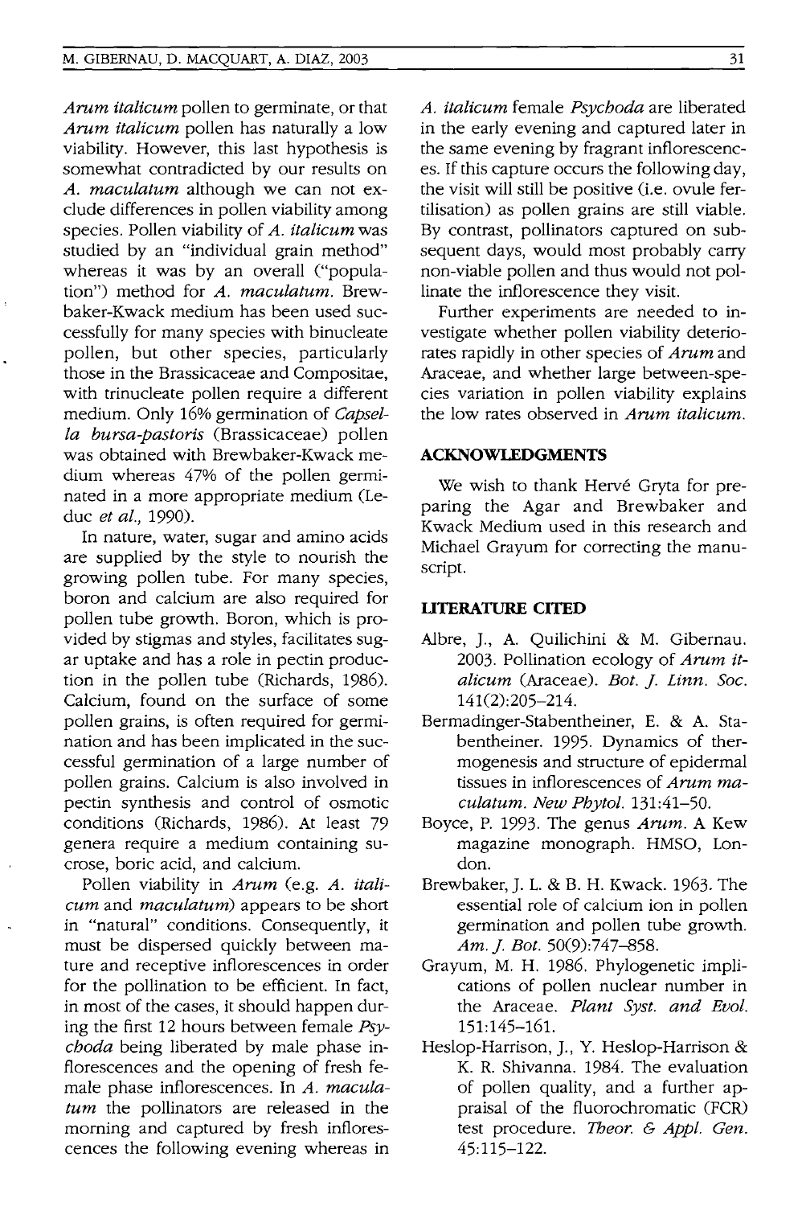*Arum italicum* pollen to germinate, or that *Arum italicum* pollen has naturally a low viability. However, this last hypothesis is somewhat contradicted by our results on *A. maculatum* although we can not exclude differences in pollen viability among species. Pollen viability of *A. italicum* was studied by an "individual grain method" whereas it was by an overall ("population") method for *A. maculatum*. Brewbaker-Kwack medium has been used successfully for many species with binucleate pollen, but other species, particularly those in the Brassicaceae and Compositae, with trinucleate pollen require a different medium. Only 16% germination of *Capsella bursa-pastoris* (Brassicaceae) pollen was obtained with Brewbaker-Kwack medium whereas 47% of the pollen germinated in a more appropriate medium (Leduc *et al.*, 1990).

In nature, water, sugar and amino acids are supplied by the style to nourish the growing pollen tube. For many species, boron and calcium are also required for pollen tube growth. Boron, which is provided by stigmas and styles, facilitates sugar uptake and has a role in pectin production in the pollen tube (Richards, 1986). Calcium, found on the surface of some pollen grains, is often required for germination and has been implicated in the successful germination of a large number of pollen grains. Calcium is also involved in pectin synthesis and control of osmotic conditions (Richards, 1986). At least 79 genera require a medium containing sucrose, boric acid, and calcium.

Pollen viability in *Arum* (e.g. *A. italicum* and *maculatum*) appears to be short in "natural" conditions. Consequently, it must be dispersed quickly between mature and receptive inflorescences in order for the pollination to be efficient. In fact, in most of the cases, it should happen during the first 12 hours between female *Psychoda* being liberated by male phase inflorescences and the opening of fresh female phase inflorescences. In *A. maculatum* the pollinators are released in the morning and captured by fresh inflorescences the following evening whereas in *A. italicum* female *Psychoda* are liberated in the early evening and captured later in the same evening by fragrant inflorescences. If this capture occurs the following day, the visit will still be positive (i.e. ovule fertilisation) as pollen grains are still viable. By contrast, pollinators captured on subsequent days, would most probably carry non-viable pollen and thus would not pollinate the inflorescence they visit.

Further experiments are needed to investigate whether pollen viability deteriorates rapidly in other species of *Arum* and Araceae, and whether large between-species variation in pollen viability explains the low rates observed in *Arum italicum*.

## ACKNOWLEDGMENTS

We wish to thank Hervé Gryta for preparing the Agar and Brewbaker and Kwack Medium used in this research and Michael Grayum for correcting the manuscript.

## LITERATURE CITED

Albre, J., A. Quilichini & M. Gibernau. 2003. Pollination ecology of *Arum italicum* (Araceae). *Bot. J. Linn. Soc.* 141(2):205–214.

Bermadinger-Stabentheiner, E. & A. Stabentheiner. 1995. Dynamics of thermogenesis and structure of epidermal tissues in inflorescences of *Arum maculatum*. *New Phytol.* 131:41–50.

Boyce, P. 1993. The genus *Arum*. A Kew magazine monograph. HMSO, London.

Brewbaker, J. L. & B. H. Kwack. 1963. The essential role of calcium ion in pollen germination and pollen tube growth. *Am. J. Bot.* 50(9):747–858.

Grayum, M. H. 1986. Phylogenetic implications of pollen nuclear number in the Araceae. *Plant Syst. and Evol.* 151:145–161.

Heslop-Harrison, J., Y. Heslop-Harrison & K. R. Shivanna. 1984. The evaluation of pollen quality, and a further appraisal of the fluorochromatic (FCR) test procedure. *Theor. & Appl. Gen.* 45:115–122.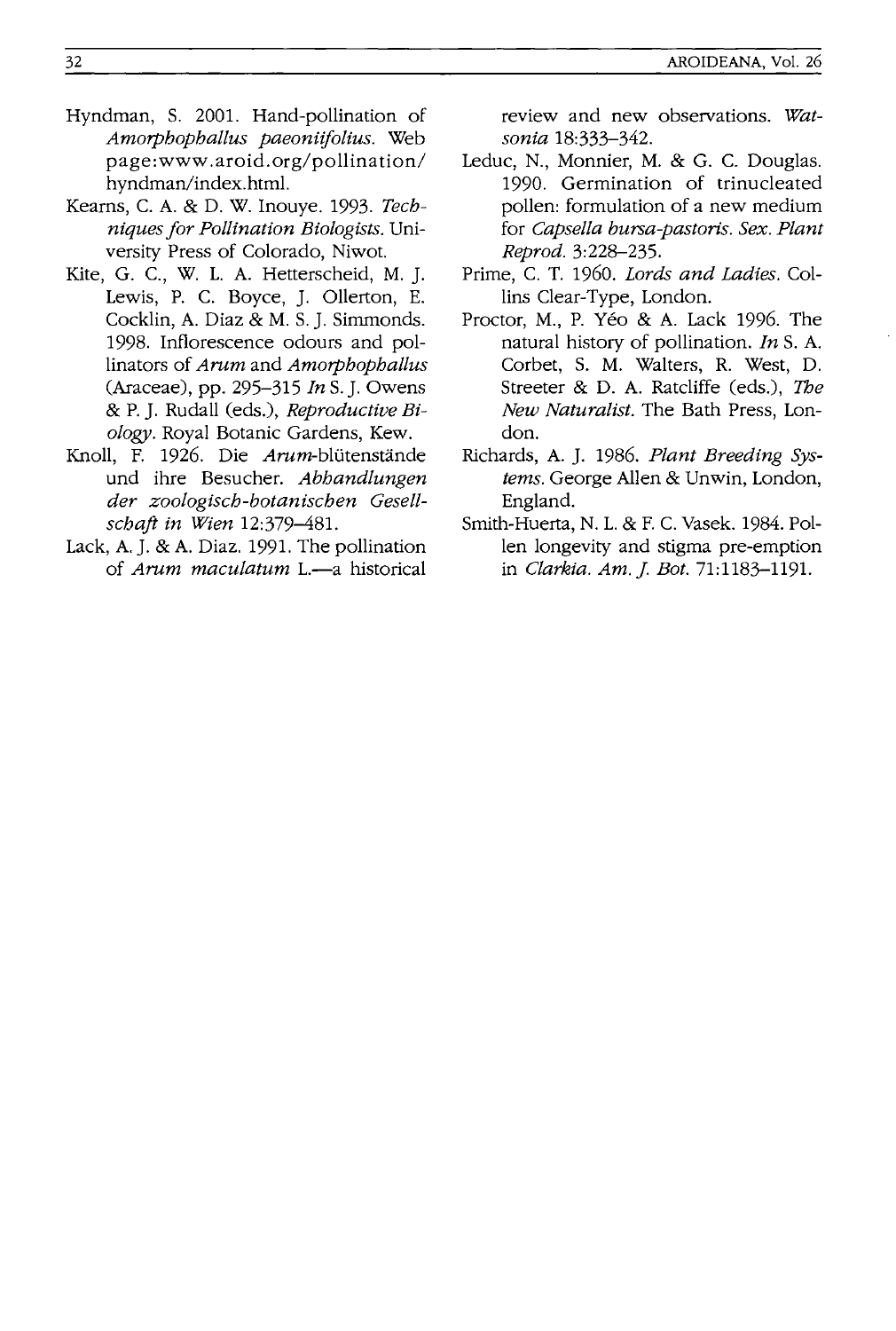Hyndman, S. 2001. Hand-pollination of *Amorphophallus paeoniifolius*. Web page:www.aroid.org/pollination/hyndman/index.html.

Kearns, C. A. & D. W. Inouye. 1993. *Techniques for Pollination Biologists*. University Press of Colorado, Niwot.

Kite, G. C., W. L. A. Hetterscheid, M. J. Lewis, P. C. Boyce, J. Ollerton, E. Cocklin, A. Diaz & M. S. J. Simmonds. 1998. Inflorescence odours and pollinators of *Arum* and *Amorphophallus* (Araceae), pp. 295–315 *In* S. J. Owens & P. J. Rudall (eds.), *Reproductive Biology*. Royal Botanic Gardens, Kew.

Knoll, F. 1926. Die *Arum*-blütenstände und ihre Besucher. *Abhandlungen der zoologisch-botanischen Gesellschaft in Wien* 12:379–481.

Lack, A. J. & A. Diaz. 1991. The pollination of *Arum maculatum* L.—a historical review and new observations. *Watsonia* 18:333–342.

Leduc, N., Monnier, M. & G. C. Douglas. 1990. Germination of trinucleated pollen: formulation of a new medium for *Capsella bursa-pastoris*. *Sex. Plant Reprod.* 3:228–235.

Prime, C. T. 1960. *Lords and Ladies*. Collins Clear-Type, London.

Proctor, M., P. Yéo & A. Lack 1996. The natural history of pollination. *In* S. A. Corbet, S. M. Walters, R. West, D. Streeter & D. A. Ratcliffe (eds.), *The New Naturalist*. The Bath Press, London.

Richards, A. J. 1986. *Plant Breeding Systems*. George Allen & Unwin, London, England.

Smith-Huerta, N. L. & F. C. Vasek. 1984. Pollen longevity and stigma pre-emption in *Clarkia*. *Am. J. Bot.* 71:1183–1191.